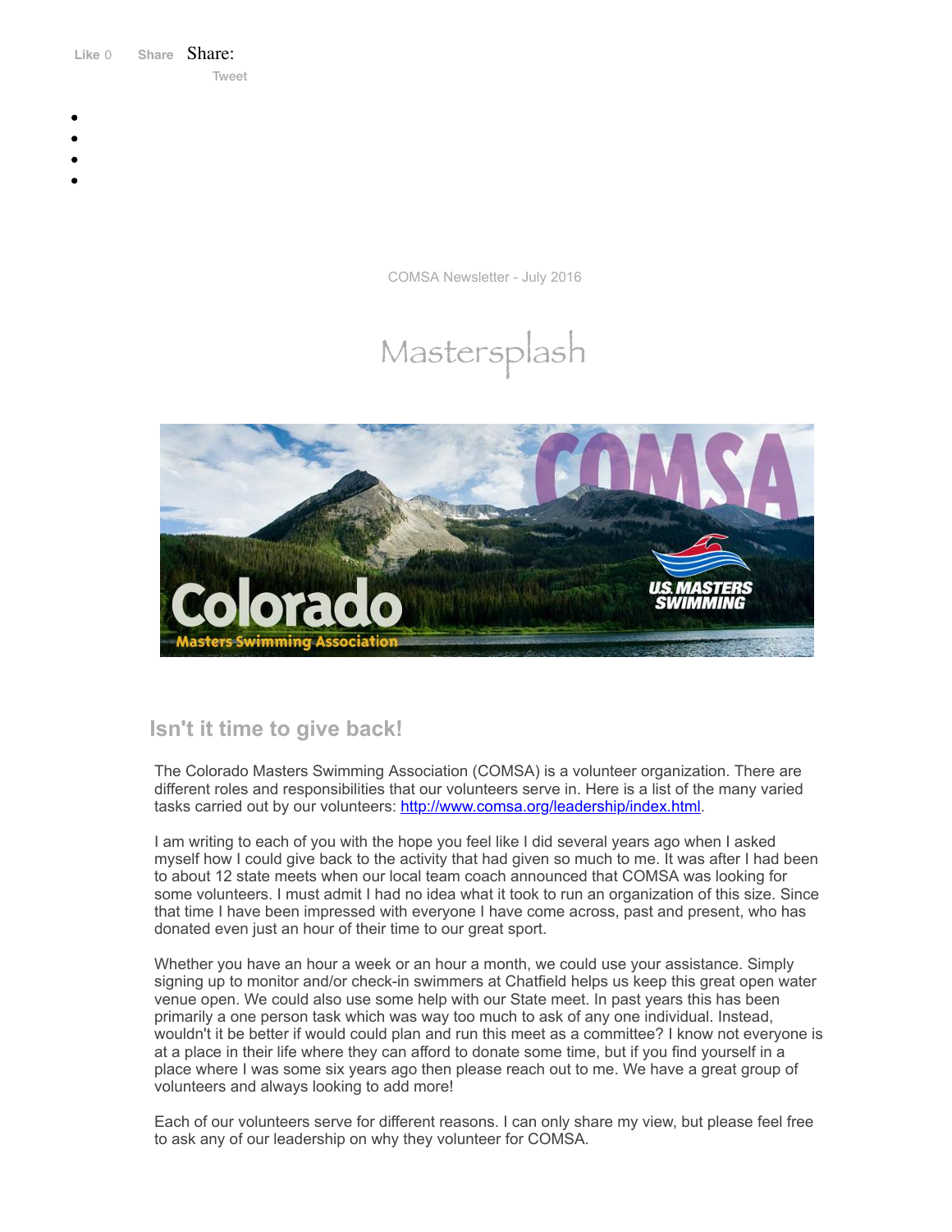Like 0 Share Share:

Tweet

COMSA Newsletter - July 2016

# Mastersplash

## Isn't it time to give back!

The Colorado Masters Swimming Association (COMSA) is a volunteer organization. There are different roles and responsibilities that our volunteers serve in. Here is a list of the many varied tasks carried out by our volunteers: http://www.comsa.org/leadership/index.html.

I am writing to each of you with the hope you feel like I did several years ago when I asked myself how I could give back to the activity that had given so much to me. It was after I had been to about 12 state meets when our local team coach announced that COMSA was looking for some volunteers. I must admit I had no idea what it took to run an organization of this size. Since that time I have been impressed with everyone I have come across, past and present, who has donated even just an hour of their time to our great sport.

Whether you have an hour a week or an hour a month, we could use your assistance. Simply signing up to monitor and/or check-in swimmers at Chatfield helps us keep this great open water venue open. We could also use some help with our State meet. In past years this has been primarily a one person task which was way too much to ask of any one individual. Instead, wouldn't it be better if would could plan and run this meet as a committee? I know not everyone is at a place in their life where they can afford to donate some time, but if you find yourself in a place where I was some six years ago then please reach out to me. We have a great group of volunteers and always looking to add more!

Each of our volunteers serve for different reasons. I can only share my view, but please feel free to ask any of our leadership on why they volunteer for COMSA.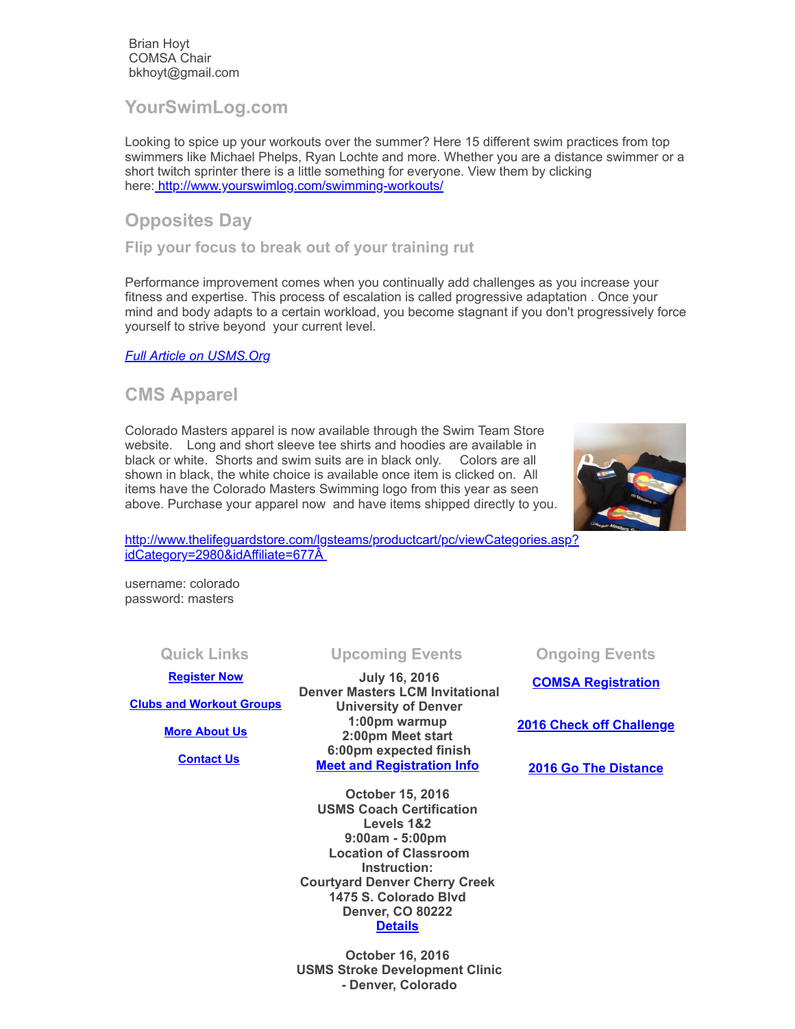Brian Hoyt
COMSA Chair
bkhoyt@gmail.com

## YourSwimLog.com

Looking to spice up your workouts over the summer? Here 15 different swim practices from top swimmers like Michael Phelps, Ryan Lochte and more. Whether you are a distance swimmer or a short twitch sprinter there is a little something for everyone. View them by clicking here: http://www.yourswimlog.com/swimming-workouts/

## Opposites Day

### Flip your focus to break out of your training rut

Performance improvement comes when you continually add challenges as you increase your fitness and expertise. This process of escalation is called progressive adaptation . Once your mind and body adapts to a certain workload, you become stagnant if you don't progressively force yourself to strive beyond your current level.

*Full Article on USMS.Org*

## CMS Apparel

Colorado Masters apparel is now available through the Swim Team Store website. Long and short sleeve tee shirts and hoodies are available in black or white. Shorts and swim suits are in black only. Colors are all shown in black, the white choice is available once item is clicked on. All items have the Colorado Masters Swimming logo from this year as seen above. Purchase your apparel now and have items shipped directly to you.

http://www.thelifeguardstore.com/lgsteams/productcart/pc/viewCategories.asp?idCategory=2980&idAffiliate=677Â

username: colorado
password: masters

### Quick Links

**Register Now**

**Clubs and Workout Groups**

**More About Us**

**Contact Us**

### Upcoming Events

**July 16, 2016**
**Denver Masters LCM Invitational**
**University of Denver**
**1:00pm warmup**
**2:00pm Meet start**
**6:00pm expected finish**
**Meet and Registration Info**

**October 15, 2016**
**USMS Coach Certification Levels 1&2**
**9:00am - 5:00pm**
**Location of Classroom Instruction:**
**Courtyard Denver Cherry Creek**
**1475 S. Colorado Blvd**
**Denver, CO 80222**
**Details**

**October 16, 2016**
**USMS Stroke Development Clinic - Denver, Colorado**

### Ongoing Events

**COMSA Registration**

**2016 Check off Challenge**

**2016 Go The Distance**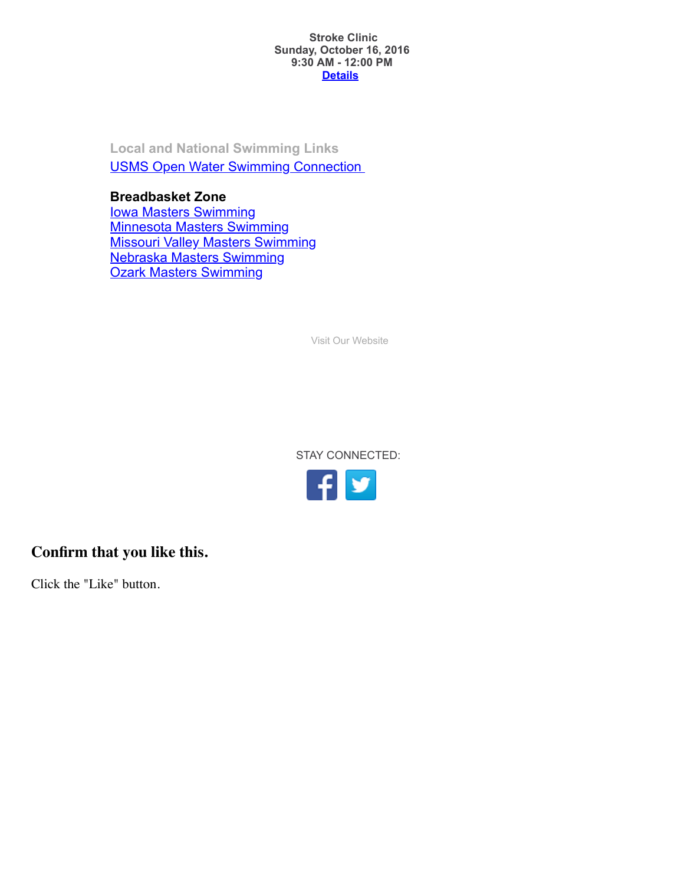**Stroke Clinic**
**Sunday, October 16, 2016**
**9:30 AM - 12:00 PM**
**Details**

**Local and National Swimming Links**

USMS Open Water Swimming Connection

**Breadbasket Zone**

Iowa Masters Swimming
Minnesota Masters Swimming
Missouri Valley Masters Swimming
Nebraska Masters Swimming
Ozark Masters Swimming

Visit Our Website

STAY CONNECTED:

## Confirm that you like this.

Click the "Like" button.